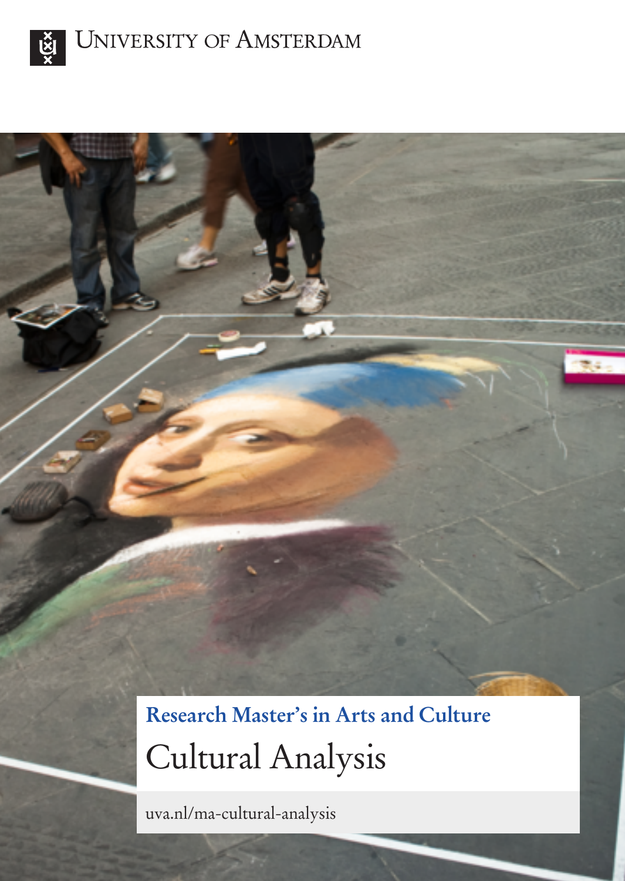University of Amsterdam

**Research Master's in Arts and Culture**

# Cultural Analysis

uva.nl/ma-cultural-analysis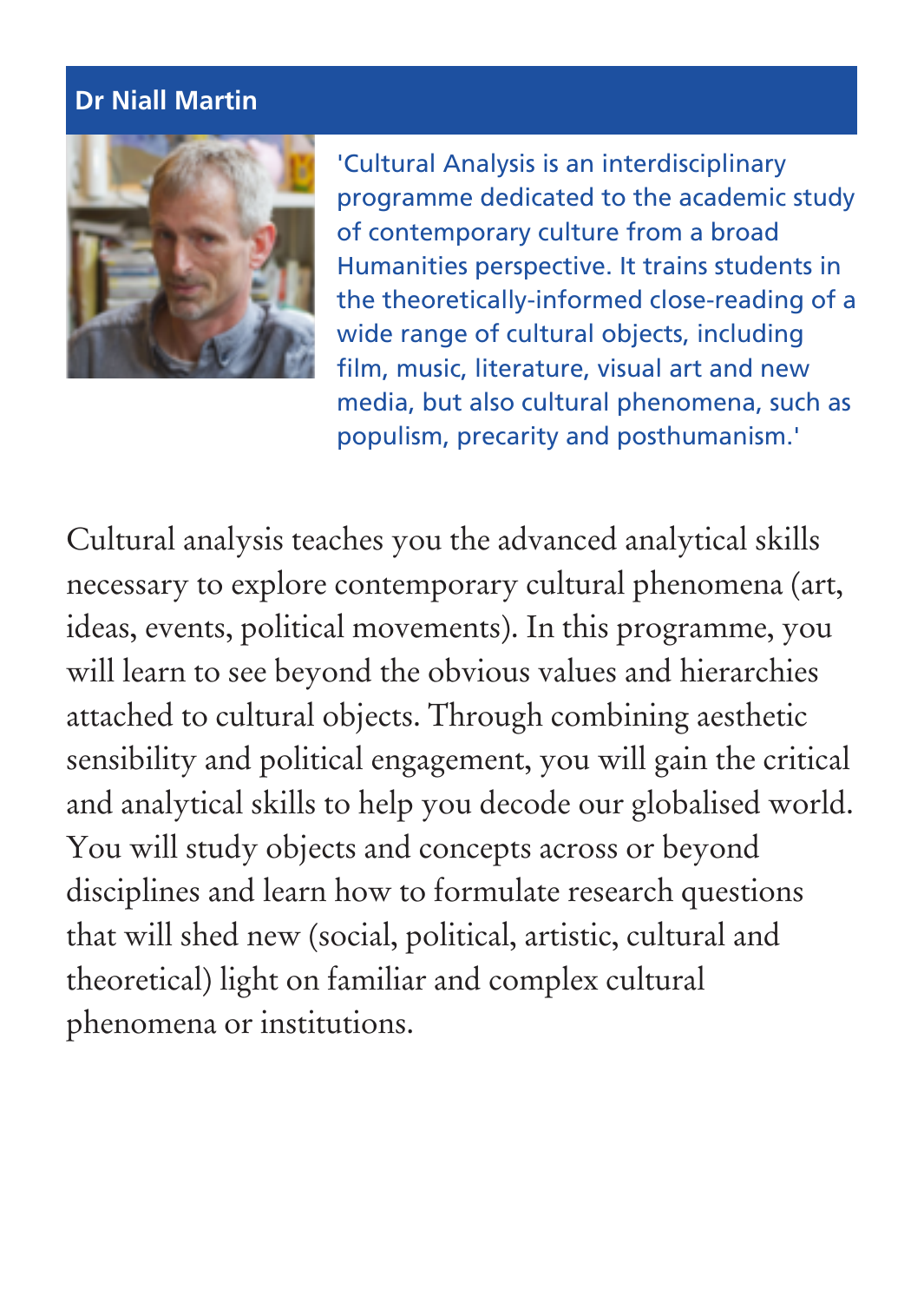**Dr Niall Martin**

'Cultural Analysis is an interdisciplinary programme dedicated to the academic study of contemporary culture from a broad Humanities perspective. It trains students in the theoretically-informed close-reading of a wide range of cultural objects, including film, music, literature, visual art and new media, but also cultural phenomena, such as populism, precarity and posthumanism.'

Cultural analysis teaches you the advanced analytical skills necessary to explore contemporary cultural phenomena (art, ideas, events, political movements). In this programme, you will learn to see beyond the obvious values and hierarchies attached to cultural objects. Through combining aesthetic sensibility and political engagement, you will gain the critical and analytical skills to help you decode our globalised world. You will study objects and concepts across or beyond disciplines and learn how to formulate research questions that will shed new (social, political, artistic, cultural and theoretical) light on familiar and complex cultural phenomena or institutions.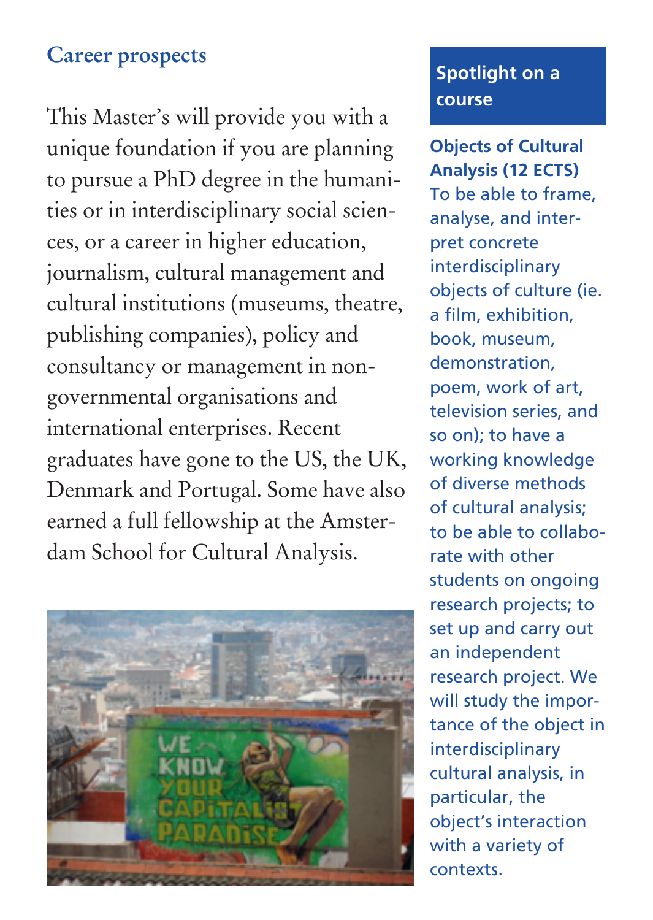## Career prospects

This Master's will provide you with a unique foundation if you are planning to pursue a PhD degree in the humanities or in interdisciplinary social sciences, or a career in higher education, journalism, cultural management and cultural institutions (museums, theatre, publishing companies), policy and consultancy or management in non-governmental organisations and international enterprises. Recent graduates have gone to the US, the UK, Denmark and Portugal. Some have also earned a full fellowship at the Amsterdam School for Cultural Analysis.

## Spotlight on a course

**Objects of Cultural Analysis (12 ECTS)**

To be able to frame, analyse, and interpret concrete interdisciplinary objects of culture (ie. a film, exhibition, book, museum, demonstration, poem, work of art, television series, and so on); to have a working knowledge of diverse methods of cultural analysis; to be able to collaborate with other students on ongoing research projects; to set up and carry out an independent research project. We will study the importance of the object in interdisciplinary cultural analysis, in particular, the object's interaction with a variety of contexts.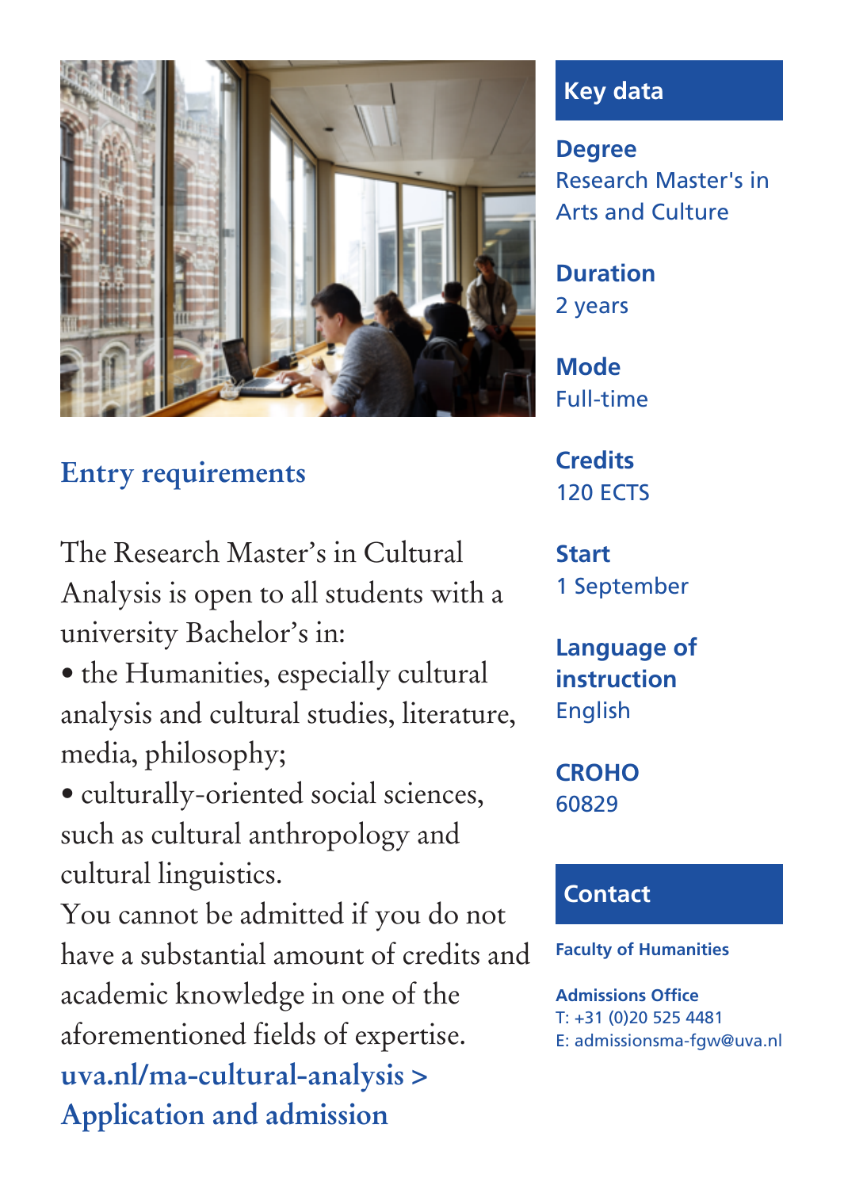## Entry requirements

The Research Master's in Cultural Analysis is open to all students with a university Bachelor's in:

- the Humanities, especially cultural analysis and cultural studies, literature, media, philosophy;
- culturally-oriented social sciences, such as cultural anthropology and cultural linguistics.

You cannot be admitted if you do not have a substantial amount of credits and academic knowledge in one of the aforementioned fields of expertise.

**uva.nl/ma-cultural-analysis > Application and admission**

## Key data

**Degree**
Research Master's in Arts and Culture

**Duration**
2 years

**Mode**
Full-time

**Credits**
120 ECTS

**Start**
1 September

**Language of instruction**
English

**CROHO**
60829

## Contact

**Faculty of Humanities**

**Admissions Office**
T: +31 (0)20 525 4481
E: admissionsma-fgw@uva.nl